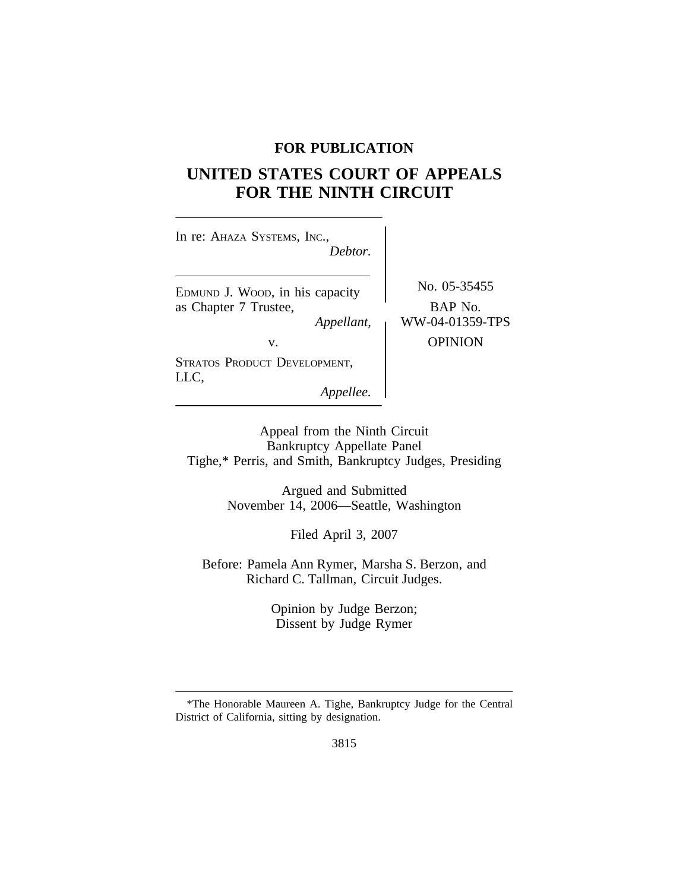**FOR PUBLICATION**

# UNITED STATES COURT OF APPEALS FOR THE NINTH CIRCUIT

In re: AHAZA SYSTEMS, INC.,
*Debtor.*

EDMUND J. WOOD, in his capacity as Chapter 7 Trustee,
*Appellant,*

v.

STRATOS PRODUCT DEVELOPMENT, LLC,
*Appellee.*

No. 05-35455

BAP No. WW-04-01359-TPS

OPINION

Appeal from the Ninth Circuit Bankruptcy Appellate Panel
Tighe,* Perris, and Smith, Bankruptcy Judges, Presiding

Argued and Submitted
November 14, 2006—Seattle, Washington

Filed April 3, 2007

Before: Pamela Ann Rymer, Marsha S. Berzon, and Richard C. Tallman, Circuit Judges.

Opinion by Judge Berzon;
Dissent by Judge Rymer

---

*The Honorable Maureen A. Tighe, Bankruptcy Judge for the Central District of California, sitting by designation.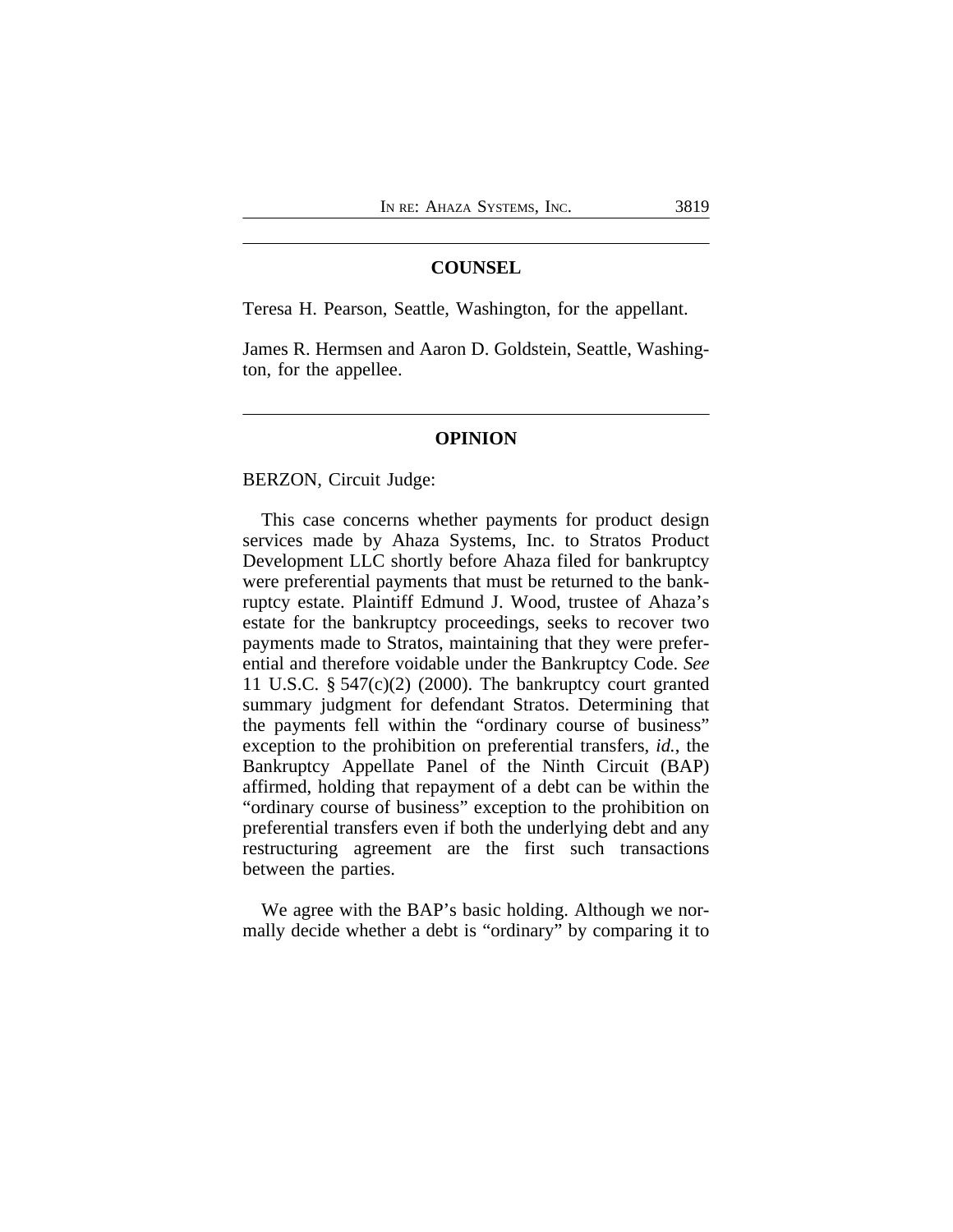## COUNSEL

Teresa H. Pearson, Seattle, Washington, for the appellant.

James R. Hermsen and Aaron D. Goldstein, Seattle, Washington, for the appellee.

## OPINION

BERZON, Circuit Judge:

This case concerns whether payments for product design services made by Ahaza Systems, Inc. to Stratos Product Development LLC shortly before Ahaza filed for bankruptcy were preferential payments that must be returned to the bankruptcy estate. Plaintiff Edmund J. Wood, trustee of Ahaza's estate for the bankruptcy proceedings, seeks to recover two payments made to Stratos, maintaining that they were preferential and therefore voidable under the Bankruptcy Code. *See* 11 U.S.C. § 547(c)(2) (2000). The bankruptcy court granted summary judgment for defendant Stratos. Determining that the payments fell within the "ordinary course of business" exception to the prohibition on preferential transfers, *id.*, the Bankruptcy Appellate Panel of the Ninth Circuit (BAP) affirmed, holding that repayment of a debt can be within the "ordinary course of business" exception to the prohibition on preferential transfers even if both the underlying debt and any restructuring agreement are the first such transactions between the parties.

We agree with the BAP's basic holding. Although we normally decide whether a debt is "ordinary" by comparing it to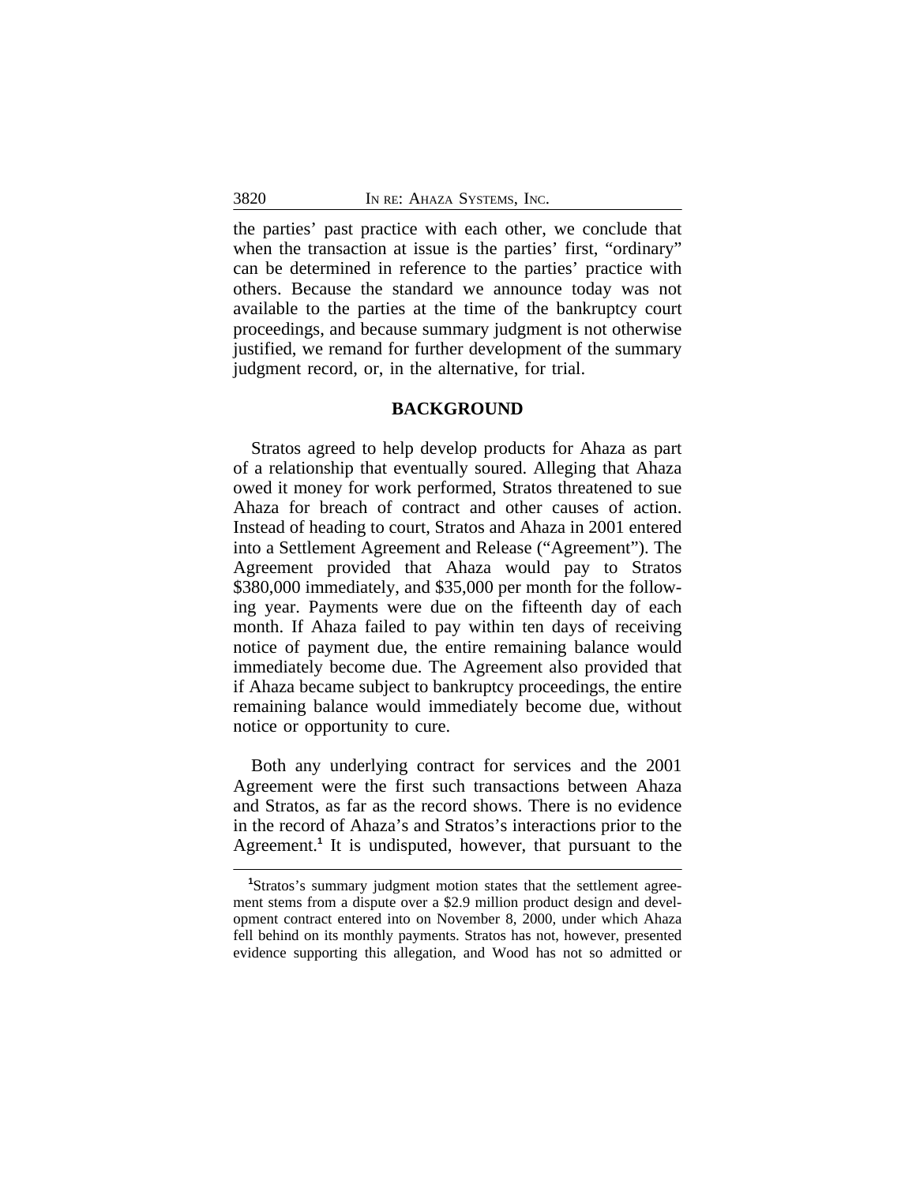the parties' past practice with each other, we conclude that when the transaction at issue is the parties' first, "ordinary" can be determined in reference to the parties' practice with others. Because the standard we announce today was not available to the parties at the time of the bankruptcy court proceedings, and because summary judgment is not otherwise justified, we remand for further development of the summary judgment record, or, in the alternative, for trial.

## BACKGROUND

Stratos agreed to help develop products for Ahaza as part of a relationship that eventually soured. Alleging that Ahaza owed it money for work performed, Stratos threatened to sue Ahaza for breach of contract and other causes of action. Instead of heading to court, Stratos and Ahaza in 2001 entered into a Settlement Agreement and Release ("Agreement"). The Agreement provided that Ahaza would pay to Stratos \$380,000 immediately, and \$35,000 per month for the following year. Payments were due on the fifteenth day of each month. If Ahaza failed to pay within ten days of receiving notice of payment due, the entire remaining balance would immediately become due. The Agreement also provided that if Ahaza became subject to bankruptcy proceedings, the entire remaining balance would immediately become due, without notice or opportunity to cure.

Both any underlying contract for services and the 2001 Agreement were the first such transactions between Ahaza and Stratos, as far as the record shows. There is no evidence in the record of Ahaza's and Stratos's interactions prior to the Agreement.[1] It is undisputed, however, that pursuant to the

[1]Stratos's summary judgment motion states that the settlement agreement stems from a dispute over a \$2.9 million product design and development contract entered into on November 8, 2000, under which Ahaza fell behind on its monthly payments. Stratos has not, however, presented evidence supporting this allegation, and Wood has not so admitted or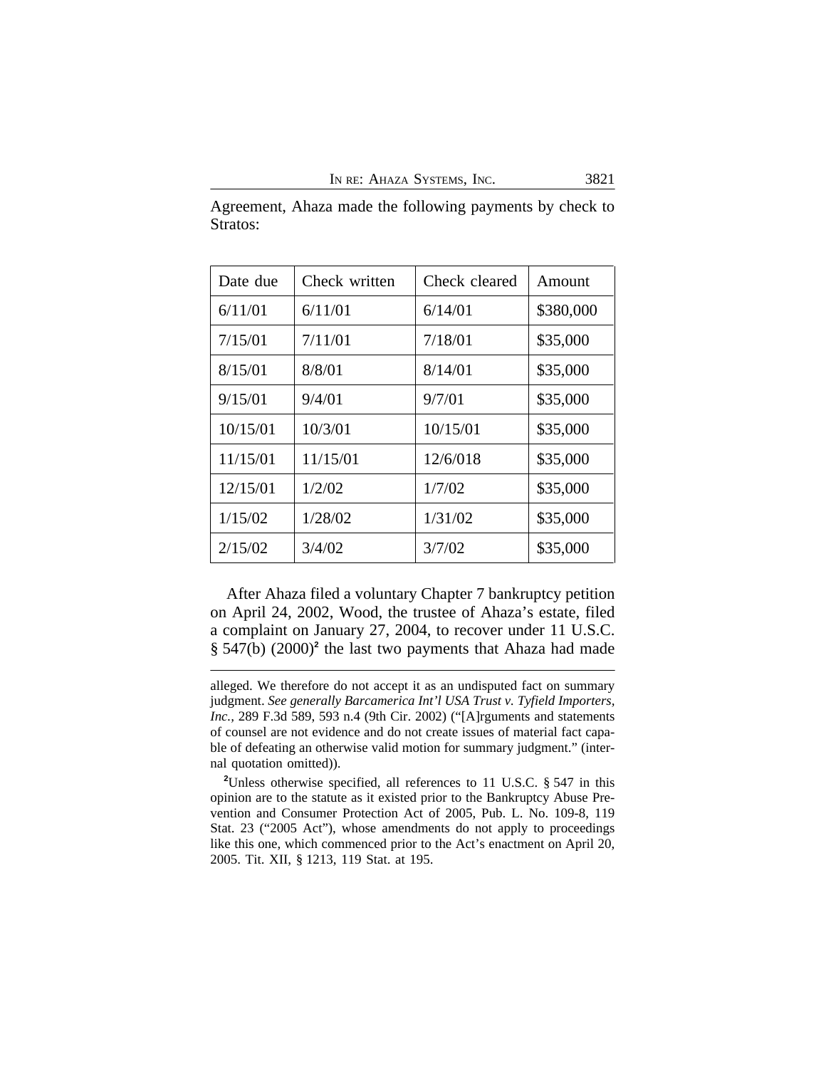Agreement, Ahaza made the following payments by check to Stratos:

| Date due | Check written | Check cleared | Amount |
|---|---|---|---|
| 6/11/01 | 6/11/01 | 6/14/01 | $380,000 |
| 7/15/01 | 7/11/01 | 7/18/01 | $35,000 |
| 8/15/01 | 8/8/01 | 8/14/01 | $35,000 |
| 9/15/01 | 9/4/01 | 9/7/01 | $35,000 |
| 10/15/01 | 10/3/01 | 10/15/01 | $35,000 |
| 11/15/01 | 11/15/01 | 12/6/018 | $35,000 |
| 12/15/01 | 1/2/02 | 1/7/02 | $35,000 |
| 1/15/02 | 1/28/02 | 1/31/02 | $35,000 |
| 2/15/02 | 3/4/02 | 3/7/02 | $35,000 |

After Ahaza filed a voluntary Chapter 7 bankruptcy petition on April 24, 2002, Wood, the trustee of Ahaza's estate, filed a complaint on January 27, 2004, to recover under 11 U.S.C. § 547(b) (2000)[2] the last two payments that Ahaza had made

---

alleged. We therefore do not accept it as an undisputed fact on summary judgment. *See generally Barcamerica Int'l USA Trust v. Tyfield Importers, Inc.*, 289 F.3d 589, 593 n.4 (9th Cir. 2002) ("[A]rguments and statements of counsel are not evidence and do not create issues of material fact capable of defeating an otherwise valid motion for summary judgment." (internal quotation omitted)).

[2]Unless otherwise specified, all references to 11 U.S.C. § 547 in this opinion are to the statute as it existed prior to the Bankruptcy Abuse Prevention and Consumer Protection Act of 2005, Pub. L. No. 109-8, 119 Stat. 23 ("2005 Act"), whose amendments do not apply to proceedings like this one, which commenced prior to the Act's enactment on April 20, 2005. Tit. XII, § 1213, 119 Stat. at 195.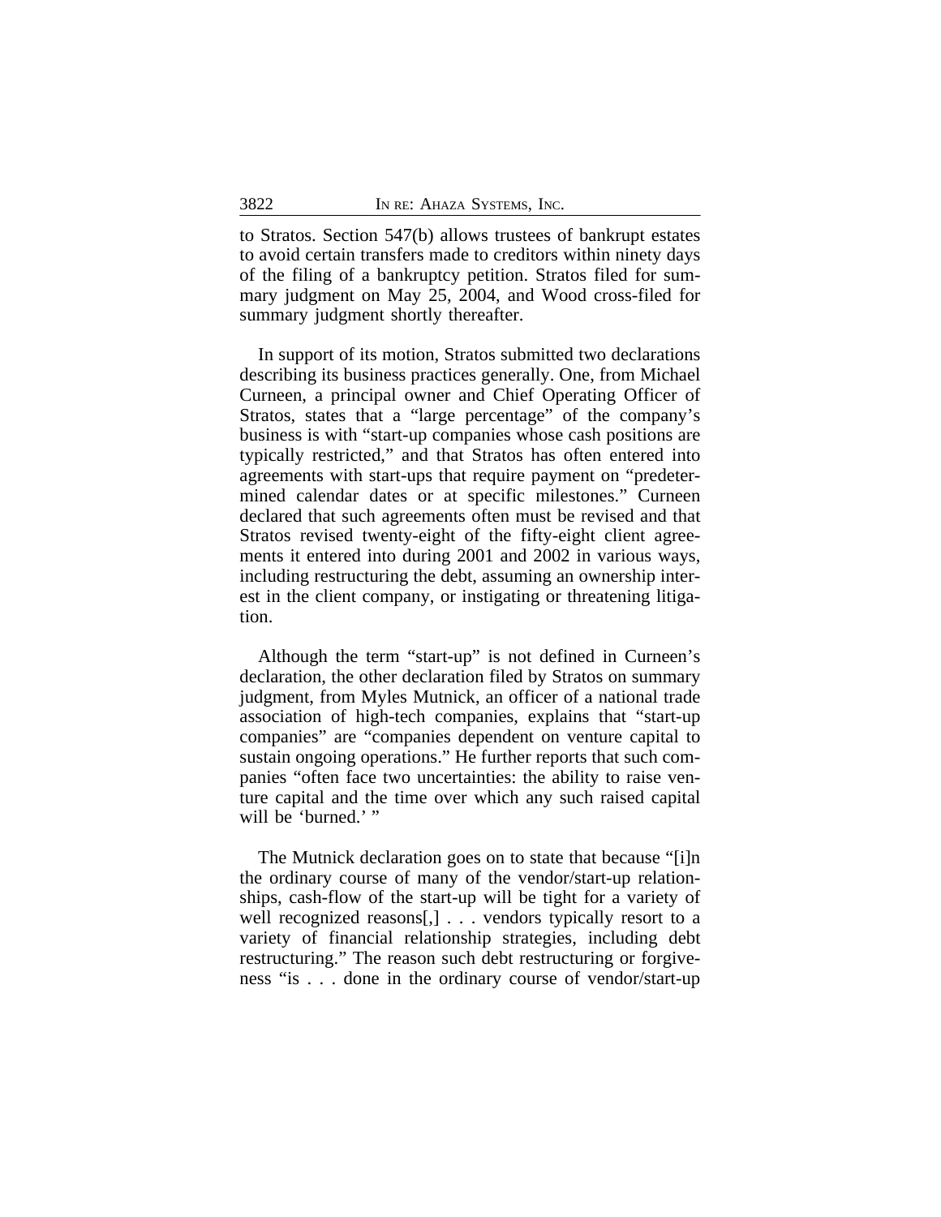to Stratos. Section 547(b) allows trustees of bankrupt estates to avoid certain transfers made to creditors within ninety days of the filing of a bankruptcy petition. Stratos filed for summary judgment on May 25, 2004, and Wood cross-filed for summary judgment shortly thereafter.

In support of its motion, Stratos submitted two declarations describing its business practices generally. One, from Michael Curneen, a principal owner and Chief Operating Officer of Stratos, states that a "large percentage" of the company's business is with "start-up companies whose cash positions are typically restricted," and that Stratos has often entered into agreements with start-ups that require payment on "predetermined calendar dates or at specific milestones." Curneen declared that such agreements often must be revised and that Stratos revised twenty-eight of the fifty-eight client agreements it entered into during 2001 and 2002 in various ways, including restructuring the debt, assuming an ownership interest in the client company, or instigating or threatening litigation.

Although the term "start-up" is not defined in Curneen's declaration, the other declaration filed by Stratos on summary judgment, from Myles Mutnick, an officer of a national trade association of high-tech companies, explains that "start-up companies" are "companies dependent on venture capital to sustain ongoing operations." He further reports that such companies "often face two uncertainties: the ability to raise venture capital and the time over which any such raised capital will be 'burned.' "

The Mutnick declaration goes on to state that because "[i]n the ordinary course of many of the vendor/start-up relationships, cash-flow of the start-up will be tight for a variety of well recognized reasons[,] . . . vendors typically resort to a variety of financial relationship strategies, including debt restructuring." The reason such debt restructuring or forgiveness "is . . . done in the ordinary course of vendor/start-up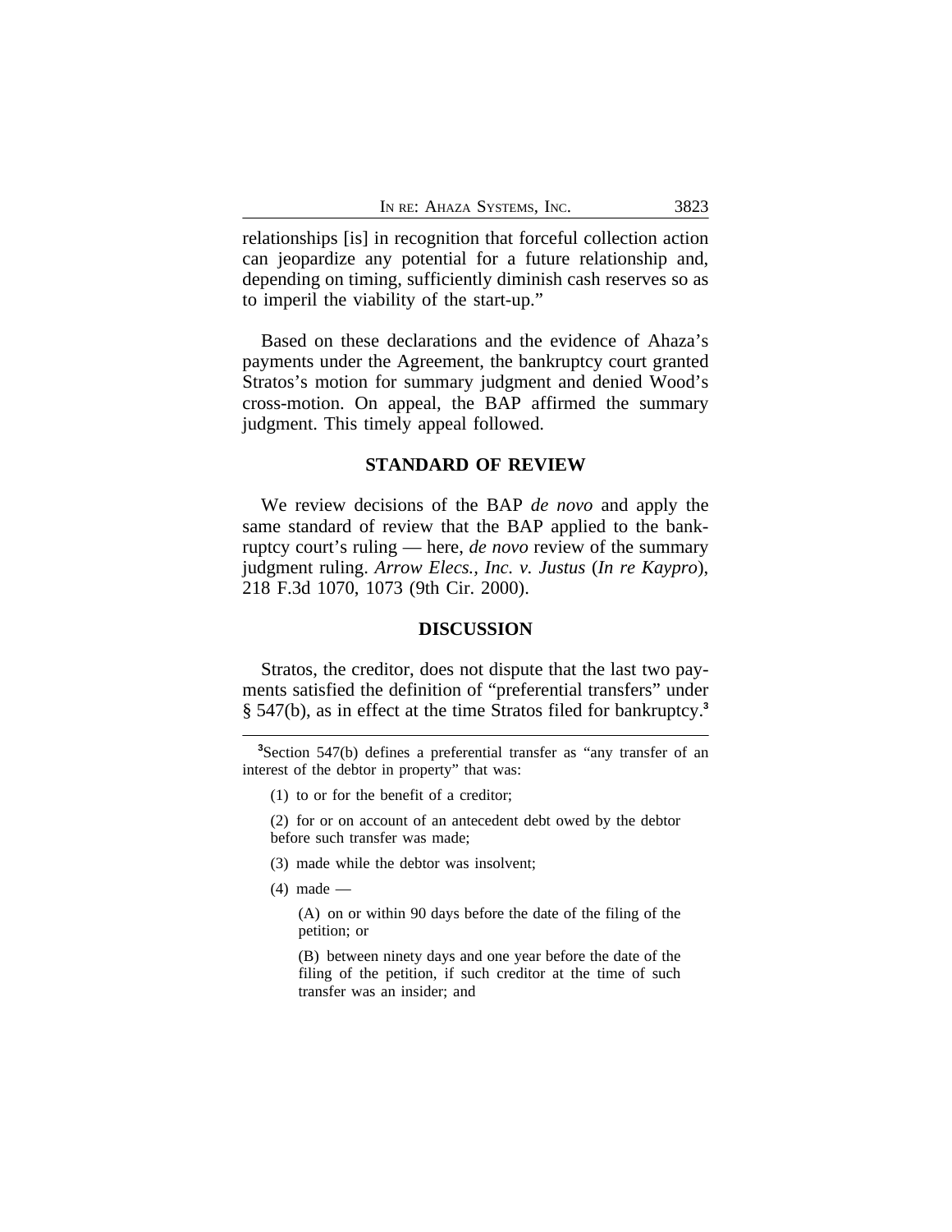relationships [is] in recognition that forceful collection action can jeopardize any potential for a future relationship and, depending on timing, sufficiently diminish cash reserves so as to imperil the viability of the start-up."

Based on these declarations and the evidence of Ahaza's payments under the Agreement, the bankruptcy court granted Stratos's motion for summary judgment and denied Wood's cross-motion. On appeal, the BAP affirmed the summary judgment. This timely appeal followed.

## STANDARD OF REVIEW

We review decisions of the BAP *de novo* and apply the same standard of review that the BAP applied to the bankruptcy court's ruling — here, *de novo* review of the summary judgment ruling. *Arrow Elecs., Inc. v. Justus* (*In re Kaypro*), 218 F.3d 1070, 1073 (9th Cir. 2000).

## DISCUSSION

Stratos, the creditor, does not dispute that the last two payments satisfied the definition of "preferential transfers" under § 547(b), as in effect at the time Stratos filed for bankruptcy.[3]

---

[3]Section 547(b) defines a preferential transfer as "any transfer of an interest of the debtor in property" that was:

> (1) to or for the benefit of a creditor;
>
> (2) for or on account of an antecedent debt owed by the debtor before such transfer was made;
>
> (3) made while the debtor was insolvent;
>
> (4) made —
>
> > (A) on or within 90 days before the date of the filing of the petition; or
> >
> > (B) between ninety days and one year before the date of the filing of the petition, if such creditor at the time of such transfer was an insider; and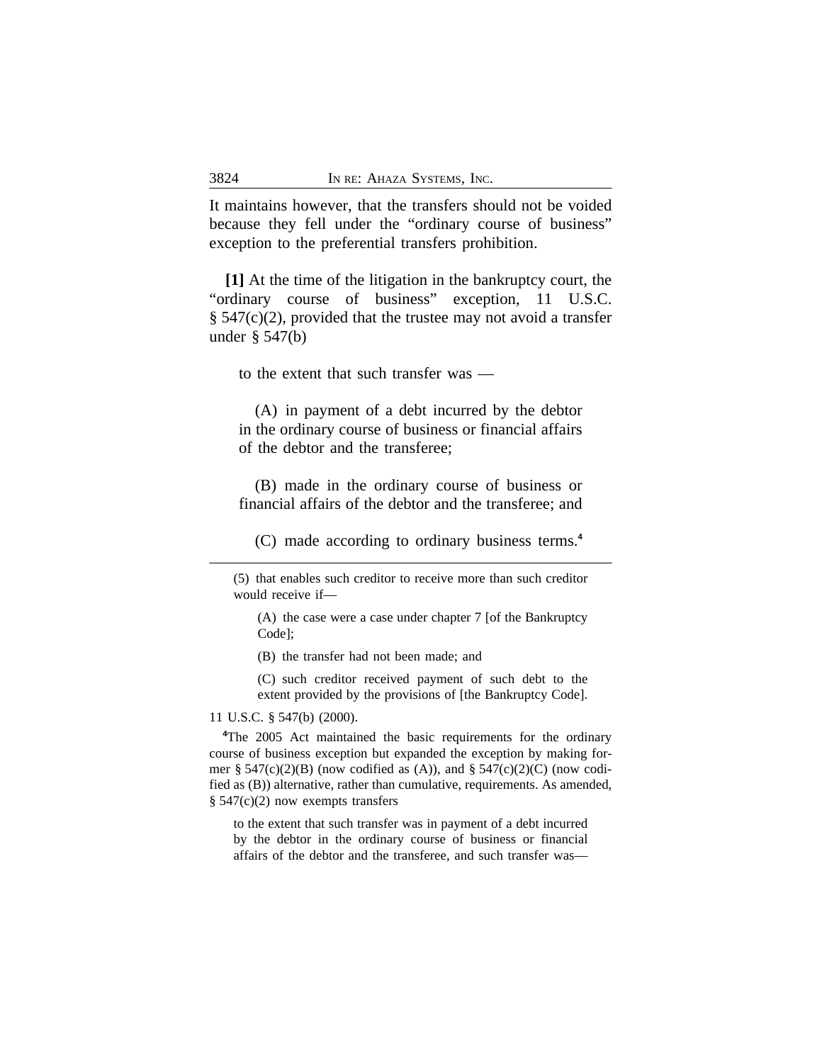It maintains however, that the transfers should not be voided because they fell under the "ordinary course of business" exception to the preferential transfers prohibition.

**[1]** At the time of the litigation in the bankruptcy court, the "ordinary course of business" exception, 11 U.S.C. § 547(c)(2), provided that the trustee may not avoid a transfer under § 547(b)

> to the extent that such transfer was —
>
> (A) in payment of a debt incurred by the debtor in the ordinary course of business or financial affairs of the debtor and the transferee;
>
> (B) made in the ordinary course of business or financial affairs of the debtor and the transferee; and
>
> (C) made according to ordinary business terms.[4]

---

> (5) that enables such creditor to receive more than such creditor would receive if—
>
> (A) the case were a case under chapter 7 [of the Bankruptcy Code];
>
> (B) the transfer had not been made; and
>
> (C) such creditor received payment of such debt to the extent provided by the provisions of [the Bankruptcy Code].

11 U.S.C. § 547(b) (2000).

[4]The 2005 Act maintained the basic requirements for the ordinary course of business exception but expanded the exception by making former § 547(c)(2)(B) (now codified as (A)), and § 547(c)(2)(C) (now codified as (B)) alternative, rather than cumulative, requirements. As amended, § 547(c)(2) now exempts transfers

> to the extent that such transfer was in payment of a debt incurred by the debtor in the ordinary course of business or financial affairs of the debtor and the transferee, and such transfer was—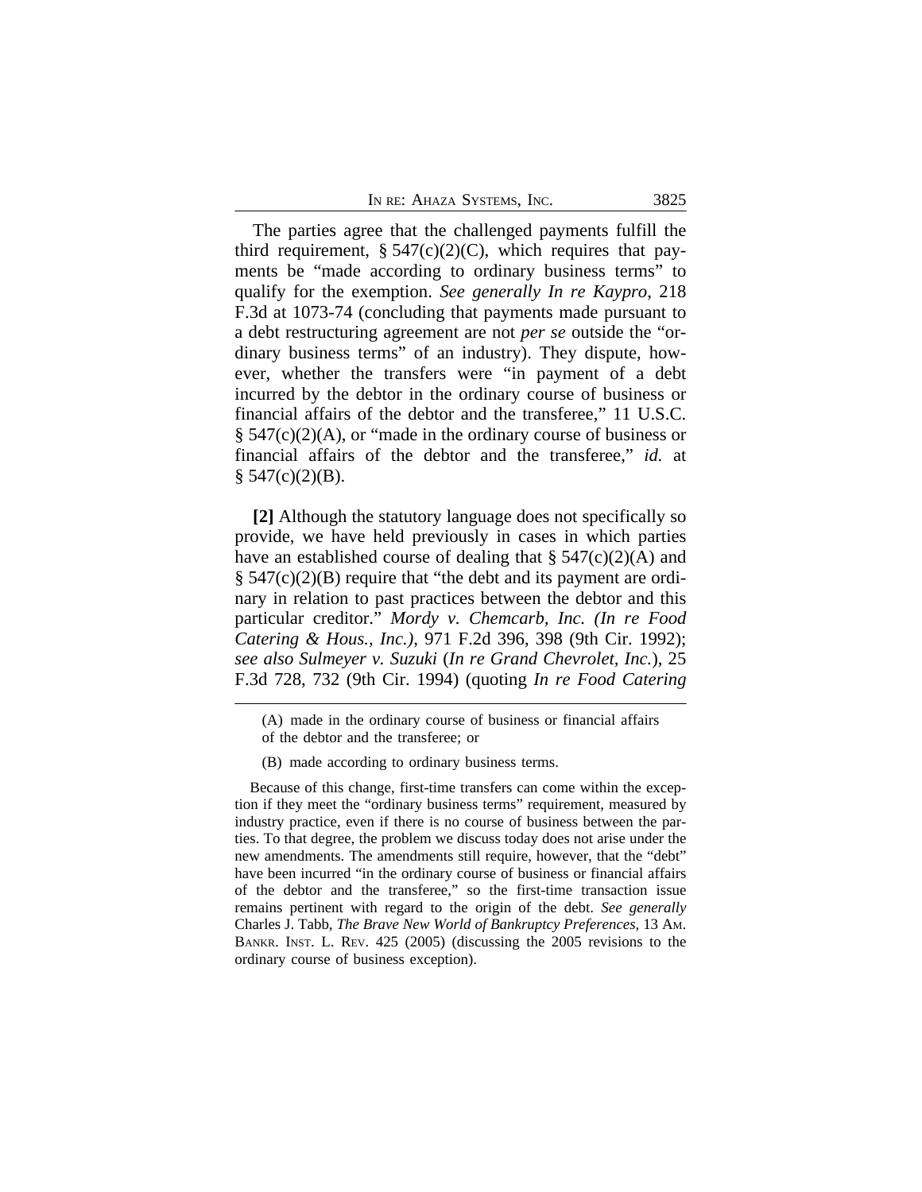The parties agree that the challenged payments fulfill the third requirement, § 547(c)(2)(C), which requires that payments be "made according to ordinary business terms" to qualify for the exemption. *See generally In re Kaypro*, 218 F.3d at 1073-74 (concluding that payments made pursuant to a debt restructuring agreement are not *per se* outside the "ordinary business terms" of an industry). They dispute, however, whether the transfers were "in payment of a debt incurred by the debtor in the ordinary course of business or financial affairs of the debtor and the transferee," 11 U.S.C. § 547(c)(2)(A), or "made in the ordinary course of business or financial affairs of the debtor and the transferee," *id.* at § 547(c)(2)(B).

**[2]** Although the statutory language does not specifically so provide, we have held previously in cases in which parties have an established course of dealing that § 547(c)(2)(A) and § 547(c)(2)(B) require that "the debt and its payment are ordinary in relation to past practices between the debtor and this particular creditor." *Mordy v. Chemcarb, Inc. (In re Food Catering & Hous., Inc.)*, 971 F.2d 396, 398 (9th Cir. 1992); *see also Sulmeyer v. Suzuki* (*In re Grand Chevrolet, Inc.*), 25 F.3d 728, 732 (9th Cir. 1994) (quoting *In re Food Catering*

---

(A) made in the ordinary course of business or financial affairs of the debtor and the transferee; or

(B) made according to ordinary business terms.

Because of this change, first-time transfers can come within the exception if they meet the "ordinary business terms" requirement, measured by industry practice, even if there is no course of business between the parties. To that degree, the problem we discuss today does not arise under the new amendments. The amendments still require, however, that the "debt" have been incurred "in the ordinary course of business or financial affairs of the debtor and the transferee," so the first-time transaction issue remains pertinent with regard to the origin of the debt. *See generally* Charles J. Tabb, *The Brave New World of Bankruptcy Preferences*, 13 AM. BANKR. INST. L. REV. 425 (2005) (discussing the 2005 revisions to the ordinary course of business exception).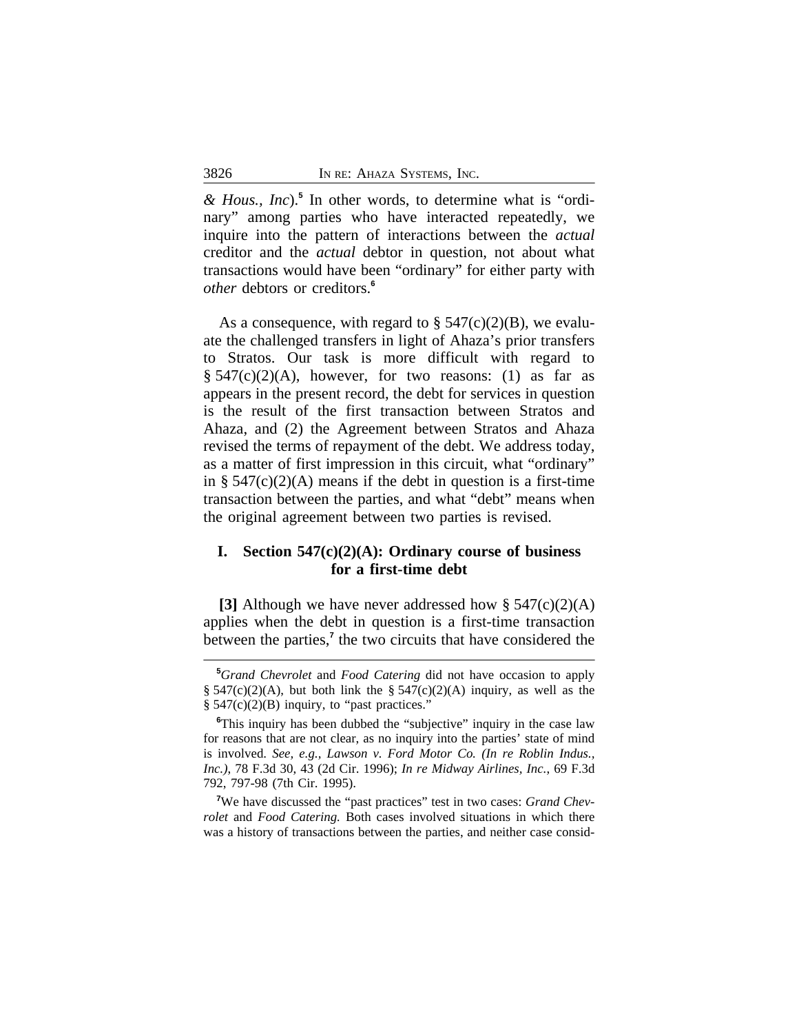*& Hous., Inc*).[5] In other words, to determine what is "ordinary" among parties who have interacted repeatedly, we inquire into the pattern of interactions between the *actual* creditor and the *actual* debtor in question, not about what transactions would have been "ordinary" for either party with *other* debtors or creditors.[6]

As a consequence, with regard to § 547(c)(2)(B), we evaluate the challenged transfers in light of Ahaza's prior transfers to Stratos. Our task is more difficult with regard to § 547(c)(2)(A), however, for two reasons: (1) as far as appears in the present record, the debt for services in question is the result of the first transaction between Stratos and Ahaza, and (2) the Agreement between Stratos and Ahaza revised the terms of repayment of the debt. We address today, as a matter of first impression in this circuit, what "ordinary" in § 547(c)(2)(A) means if the debt in question is a first-time transaction between the parties, and what "debt" means when the original agreement between two parties is revised.

## I. Section 547(c)(2)(A): Ordinary course of business for a first-time debt

**[3]** Although we have never addressed how § 547(c)(2)(A) applies when the debt in question is a first-time transaction between the parties,[7] the two circuits that have considered the

---

[5] *Grand Chevrolet* and *Food Catering* did not have occasion to apply § 547(c)(2)(A), but both link the § 547(c)(2)(A) inquiry, as well as the § 547(c)(2)(B) inquiry, to "past practices."

[6] This inquiry has been dubbed the "subjective" inquiry in the case law for reasons that are not clear, as no inquiry into the parties' state of mind is involved. *See, e.g., Lawson v. Ford Motor Co. (In re Roblin Indus., Inc.)*, 78 F.3d 30, 43 (2d Cir. 1996); *In re Midway Airlines, Inc.*, 69 F.3d 792, 797-98 (7th Cir. 1995).

[7] We have discussed the "past practices" test in two cases: *Grand Chevrolet* and *Food Catering.* Both cases involved situations in which there was a history of transactions between the parties, and neither case consid-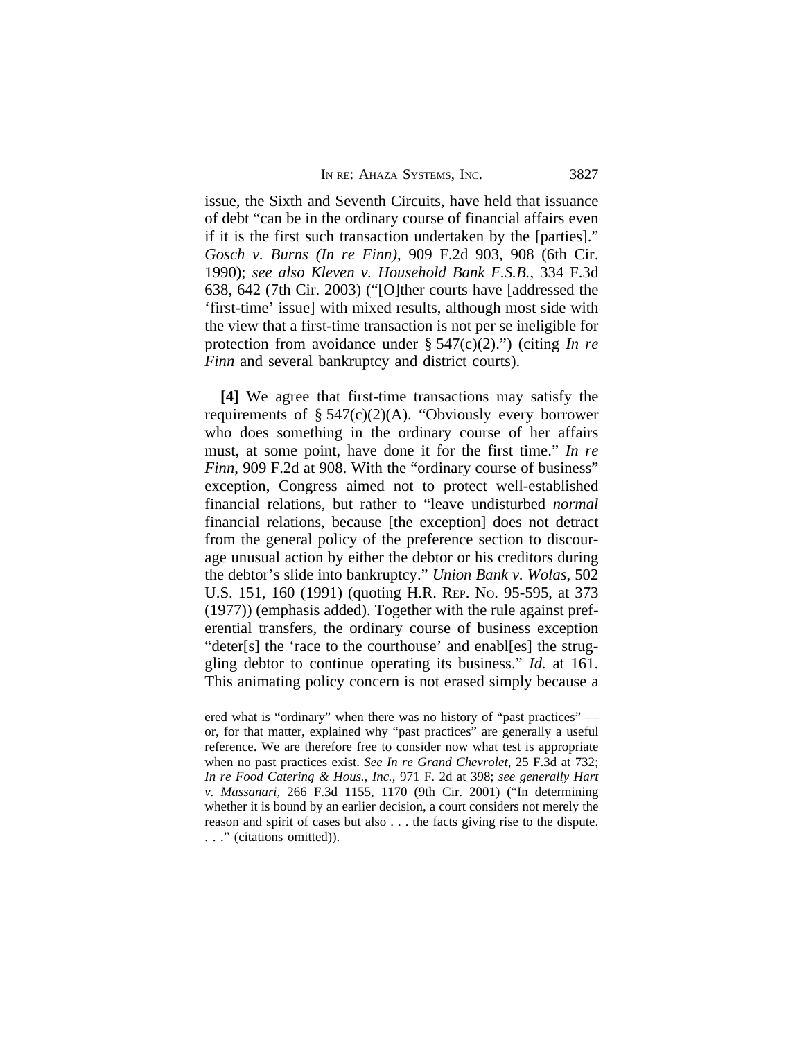issue, the Sixth and Seventh Circuits, have held that issuance of debt "can be in the ordinary course of financial affairs even if it is the first such transaction undertaken by the [parties]." *Gosch v. Burns (In re Finn)*, 909 F.2d 903, 908 (6th Cir. 1990); *see also Kleven v. Household Bank F.S.B.*, 334 F.3d 638, 642 (7th Cir. 2003) ("[O]ther courts have [addressed the 'first-time' issue] with mixed results, although most side with the view that a first-time transaction is not per se ineligible for protection from avoidance under § 547(c)(2).") (citing *In re Finn* and several bankruptcy and district courts).

**[4]** We agree that first-time transactions may satisfy the requirements of § 547(c)(2)(A). "Obviously every borrower who does something in the ordinary course of her affairs must, at some point, have done it for the first time." *In re Finn*, 909 F.2d at 908. With the "ordinary course of business" exception, Congress aimed not to protect well-established financial relations, but rather to "leave undisturbed *normal* financial relations, because [the exception] does not detract from the general policy of the preference section to discourage unusual action by either the debtor or his creditors during the debtor's slide into bankruptcy." *Union Bank v. Wolas*, 502 U.S. 151, 160 (1991) (quoting H.R. REP. NO. 95-595, at 373 (1977)) (emphasis added). Together with the rule against preferential transfers, the ordinary course of business exception "deter[s] the 'race to the courthouse' and enabl[es] the struggling debtor to continue operating its business." *Id.* at 161. This animating policy concern is not erased simply because a

---

ered what is "ordinary" when there was no history of "past practices" — or, for that matter, explained why "past practices" are generally a useful reference. We are therefore free to consider now what test is appropriate when no past practices exist. *See In re Grand Chevrolet*, 25 F.3d at 732; *In re Food Catering & Hous., Inc.*, 971 F. 2d at 398; *see generally Hart v. Massanari*, 266 F.3d 1155, 1170 (9th Cir. 2001) ("In determining whether it is bound by an earlier decision, a court considers not merely the reason and spirit of cases but also . . . the facts giving rise to the dispute. . . ." (citations omitted)).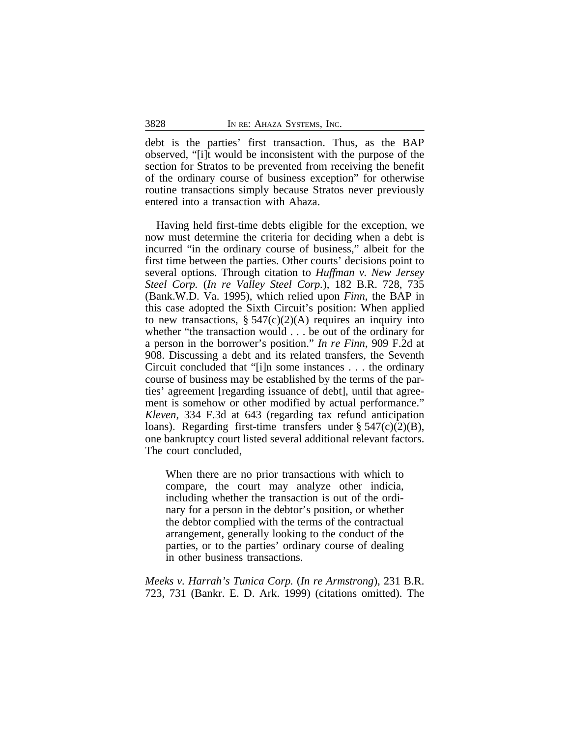debt is the parties' first transaction. Thus, as the BAP observed, "[i]t would be inconsistent with the purpose of the section for Stratos to be prevented from receiving the benefit of the ordinary course of business exception" for otherwise routine transactions simply because Stratos never previously entered into a transaction with Ahaza.

Having held first-time debts eligible for the exception, we now must determine the criteria for deciding when a debt is incurred "in the ordinary course of business," albeit for the first time between the parties. Other courts' decisions point to several options. Through citation to *Huffman v. New Jersey Steel Corp.* (*In re Valley Steel Corp.*), 182 B.R. 728, 735 (Bank.W.D. Va. 1995), which relied upon *Finn*, the BAP in this case adopted the Sixth Circuit's position: When applied to new transactions, § 547(c)(2)(A) requires an inquiry into whether "the transaction would . . . be out of the ordinary for a person in the borrower's position." *In re Finn*, 909 F.2d at 908. Discussing a debt and its related transfers, the Seventh Circuit concluded that "[i]n some instances . . . the ordinary course of business may be established by the terms of the parties' agreement [regarding issuance of debt], until that agreement is somehow or other modified by actual performance." *Kleven*, 334 F.3d at 643 (regarding tax refund anticipation loans). Regarding first-time transfers under § 547(c)(2)(B), one bankruptcy court listed several additional relevant factors. The court concluded,

> When there are no prior transactions with which to compare, the court may analyze other indicia, including whether the transaction is out of the ordinary for a person in the debtor's position, or whether the debtor complied with the terms of the contractual arrangement, generally looking to the conduct of the parties, or to the parties' ordinary course of dealing in other business transactions.

*Meeks v. Harrah's Tunica Corp.* (*In re Armstrong*), 231 B.R. 723, 731 (Bankr. E. D. Ark. 1999) (citations omitted). The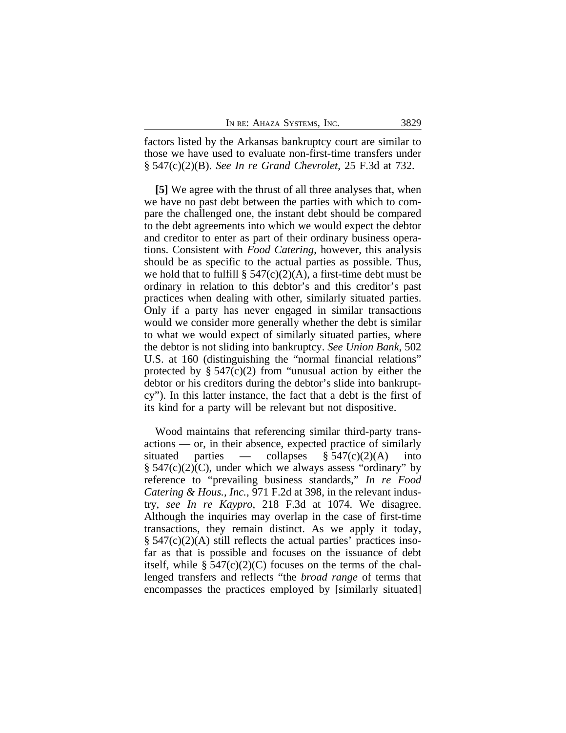factors listed by the Arkansas bankruptcy court are similar to those we have used to evaluate non-first-time transfers under § 547(c)(2)(B). *See In re Grand Chevrolet*, 25 F.3d at 732.

**[5]** We agree with the thrust of all three analyses that, when we have no past debt between the parties with which to compare the challenged one, the instant debt should be compared to the debt agreements into which we would expect the debtor and creditor to enter as part of their ordinary business operations. Consistent with *Food Catering*, however, this analysis should be as specific to the actual parties as possible. Thus, we hold that to fulfill § 547(c)(2)(A), a first-time debt must be ordinary in relation to this debtor's and this creditor's past practices when dealing with other, similarly situated parties. Only if a party has never engaged in similar transactions would we consider more generally whether the debt is similar to what we would expect of similarly situated parties, where the debtor is not sliding into bankruptcy. *See Union Bank*, 502 U.S. at 160 (distinguishing the "normal financial relations" protected by § 547(c)(2) from "unusual action by either the debtor or his creditors during the debtor's slide into bankruptcy"). In this latter instance, the fact that a debt is the first of its kind for a party will be relevant but not dispositive.

Wood maintains that referencing similar third-party transactions — or, in their absence, expected practice of similarly situated parties — collapses § 547(c)(2)(A) into § 547(c)(2)(C), under which we always assess "ordinary" by reference to "prevailing business standards," *In re Food Catering & Hous., Inc.*, 971 F.2d at 398, in the relevant industry, *see In re Kaypro*, 218 F.3d at 1074. We disagree. Although the inquiries may overlap in the case of first-time transactions, they remain distinct. As we apply it today, § 547(c)(2)(A) still reflects the actual parties' practices insofar as that is possible and focuses on the issuance of debt itself, while § 547(c)(2)(C) focuses on the terms of the challenged transfers and reflects "the *broad range* of terms that encompasses the practices employed by [similarly situated]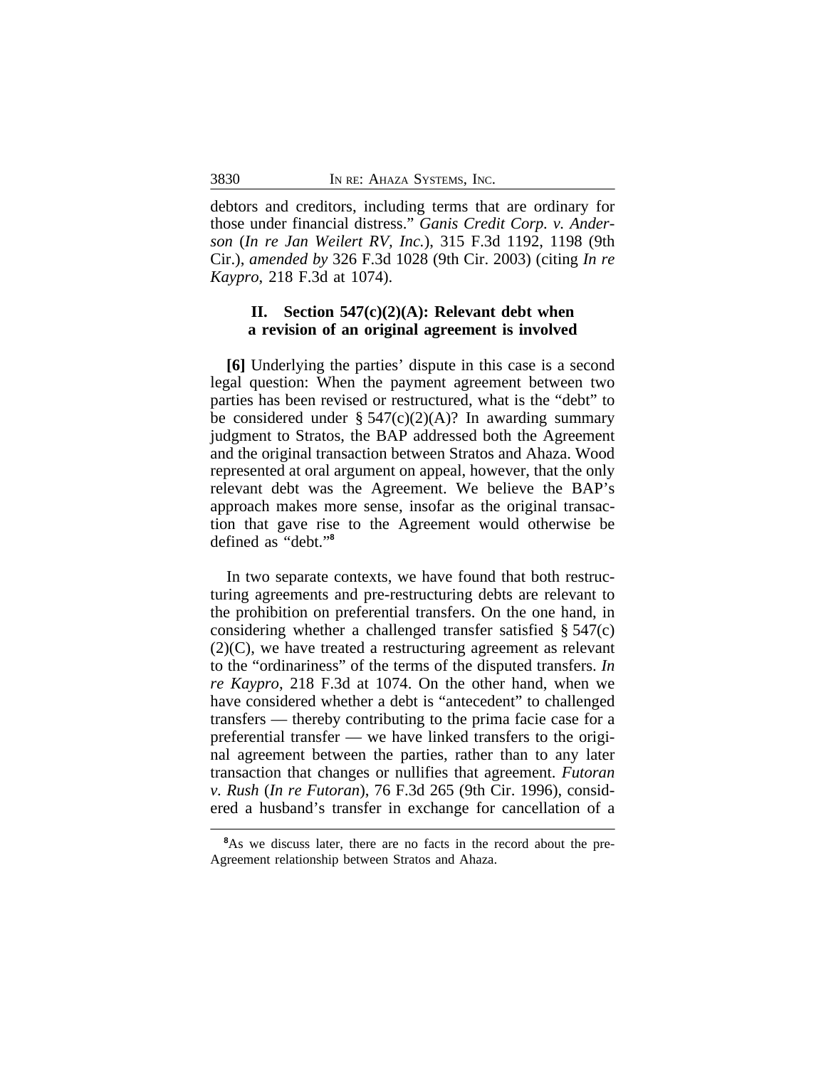debtors and creditors, including terms that are ordinary for those under financial distress." *Ganis Credit Corp. v. Anderson* (*In re Jan Weilert RV, Inc.*), 315 F.3d 1192, 1198 (9th Cir.), *amended by* 326 F.3d 1028 (9th Cir. 2003) (citing *In re Kaypro*, 218 F.3d at 1074).

### II. Section 547(c)(2)(A): Relevant debt when a revision of an original agreement is involved

**[6]** Underlying the parties' dispute in this case is a second legal question: When the payment agreement between two parties has been revised or restructured, what is the "debt" to be considered under § 547(c)(2)(A)? In awarding summary judgment to Stratos, the BAP addressed both the Agreement and the original transaction between Stratos and Ahaza. Wood represented at oral argument on appeal, however, that the only relevant debt was the Agreement. We believe the BAP's approach makes more sense, insofar as the original transaction that gave rise to the Agreement would otherwise be defined as "debt."[8]

In two separate contexts, we have found that both restructuring agreements and pre-restructuring debts are relevant to the prohibition on preferential transfers. On the one hand, in considering whether a challenged transfer satisfied § 547(c)(2)(C), we have treated a restructuring agreement as relevant to the "ordinariness" of the terms of the disputed transfers. *In re Kaypro*, 218 F.3d at 1074. On the other hand, when we have considered whether a debt is "antecedent" to challenged transfers — thereby contributing to the prima facie case for a preferential transfer — we have linked transfers to the original agreement between the parties, rather than to any later transaction that changes or nullifies that agreement. *Futoran v. Rush* (*In re Futoran*), 76 F.3d 265 (9th Cir. 1996), considered a husband's transfer in exchange for cancellation of a

[8]As we discuss later, there are no facts in the record about the pre-Agreement relationship between Stratos and Ahaza.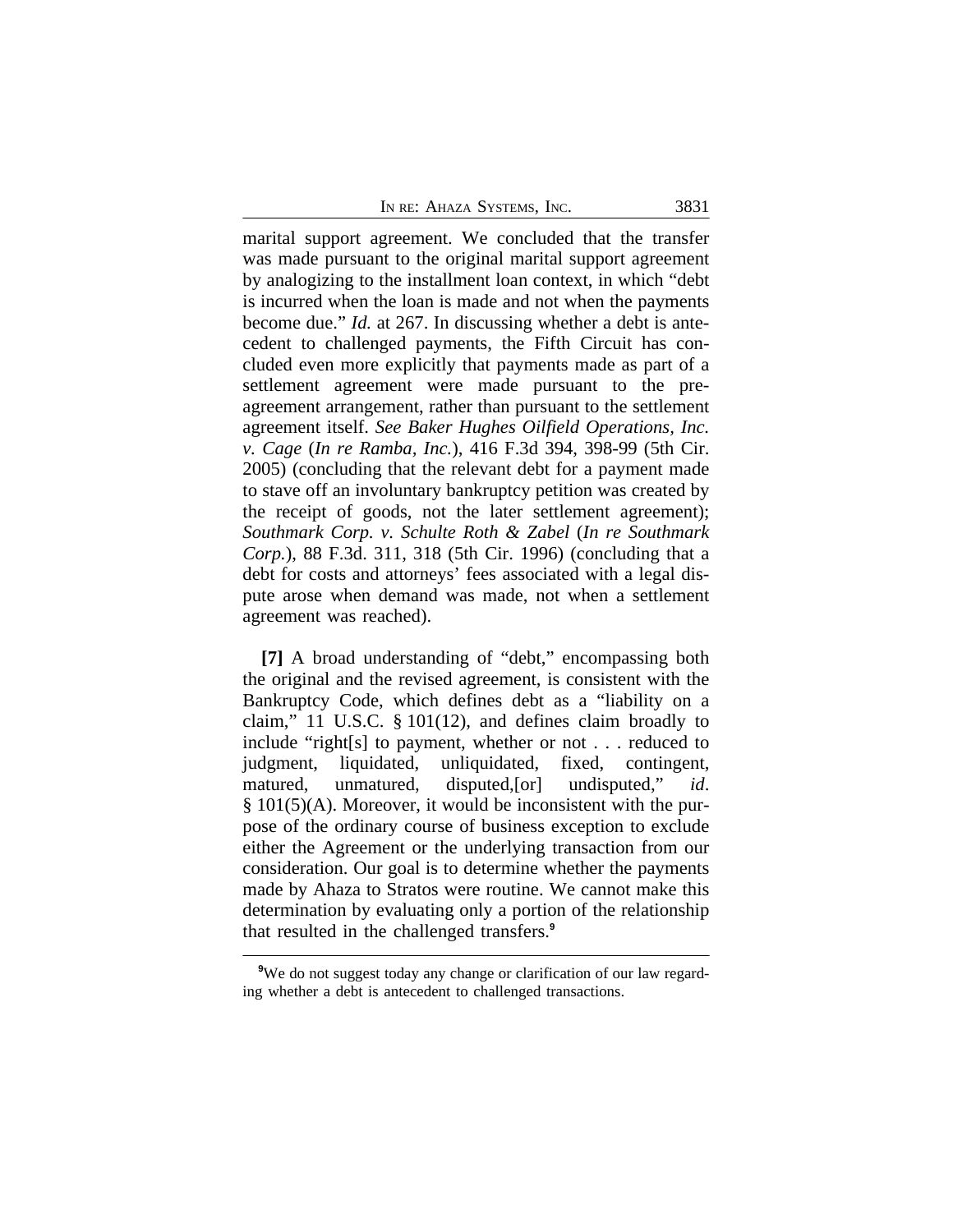marital support agreement. We concluded that the transfer was made pursuant to the original marital support agreement by analogizing to the installment loan context, in which "debt is incurred when the loan is made and not when the payments become due." *Id.* at 267. In discussing whether a debt is antecedent to challenged payments, the Fifth Circuit has concluded even more explicitly that payments made as part of a settlement agreement were made pursuant to the pre-agreement arrangement, rather than pursuant to the settlement agreement itself. *See Baker Hughes Oilfield Operations, Inc. v. Cage* (*In re Ramba, Inc.*), 416 F.3d 394, 398-99 (5th Cir. 2005) (concluding that the relevant debt for a payment made to stave off an involuntary bankruptcy petition was created by the receipt of goods, not the later settlement agreement); *Southmark Corp. v. Schulte Roth & Zabel* (*In re Southmark Corp.*), 88 F.3d. 311, 318 (5th Cir. 1996) (concluding that a debt for costs and attorneys' fees associated with a legal dispute arose when demand was made, not when a settlement agreement was reached).

**[7]** A broad understanding of "debt," encompassing both the original and the revised agreement, is consistent with the Bankruptcy Code, which defines debt as a "liability on a claim," 11 U.S.C. § 101(12), and defines claim broadly to include "right[s] to payment, whether or not . . . reduced to judgment, liquidated, unliquidated, fixed, contingent, matured, unmatured, disputed,[or] undisputed," *id*. § 101(5)(A). Moreover, it would be inconsistent with the purpose of the ordinary course of business exception to exclude either the Agreement or the underlying transaction from our consideration. Our goal is to determine whether the payments made by Ahaza to Stratos were routine. We cannot make this determination by evaluating only a portion of the relationship that resulted in the challenged transfers.[9]

---

[9]We do not suggest today any change or clarification of our law regarding whether a debt is antecedent to challenged transactions.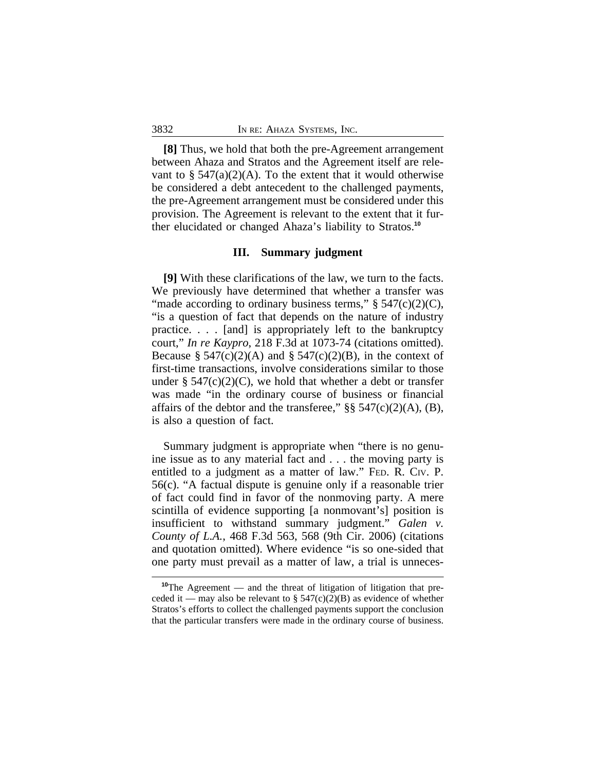**[8]** Thus, we hold that both the pre-Agreement arrangement between Ahaza and Stratos and the Agreement itself are relevant to § 547(a)(2)(A). To the extent that it would otherwise be considered a debt antecedent to the challenged payments, the pre-Agreement arrangement must be considered under this provision. The Agreement is relevant to the extent that it further elucidated or changed Ahaza's liability to Stratos.[10]

## III. Summary judgment

**[9]** With these clarifications of the law, we turn to the facts. We previously have determined that whether a transfer was "made according to ordinary business terms," § 547(c)(2)(C), "is a question of fact that depends on the nature of industry practice. . . . [and] is appropriately left to the bankruptcy court," *In re Kaypro*, 218 F.3d at 1073-74 (citations omitted). Because § 547(c)(2)(A) and § 547(c)(2)(B), in the context of first-time transactions, involve considerations similar to those under § 547(c)(2)(C), we hold that whether a debt or transfer was made "in the ordinary course of business or financial affairs of the debtor and the transferee," §§ 547(c)(2)(A), (B), is also a question of fact.

Summary judgment is appropriate when "there is no genuine issue as to any material fact and . . . the moving party is entitled to a judgment as a matter of law." FED. R. CIV. P. 56(c). "A factual dispute is genuine only if a reasonable trier of fact could find in favor of the nonmoving party. A mere scintilla of evidence supporting [a nonmovant's] position is insufficient to withstand summary judgment." *Galen v. County of L.A.*, 468 F.3d 563, 568 (9th Cir. 2006) (citations and quotation omitted). Where evidence "is so one-sided that one party must prevail as a matter of law, a trial is unneces-

---

[10]The Agreement — and the threat of litigation of litigation that preceded it — may also be relevant to § 547(c)(2)(B) as evidence of whether Stratos's efforts to collect the challenged payments support the conclusion that the particular transfers were made in the ordinary course of business.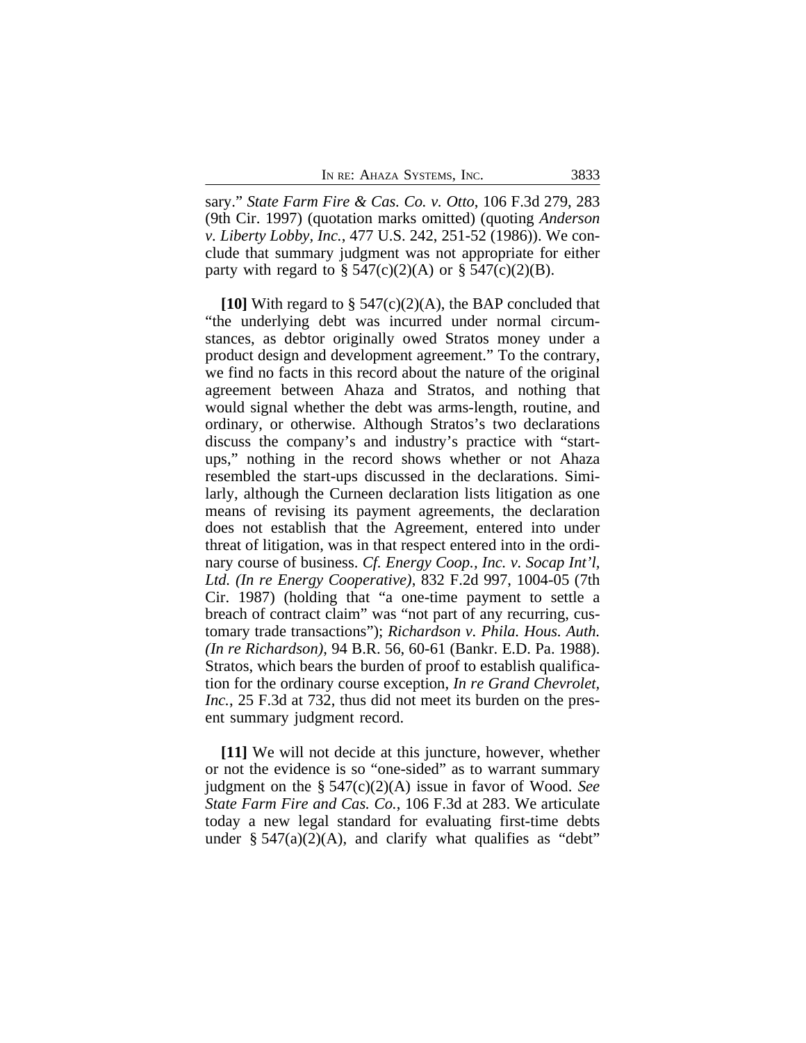sary." *State Farm Fire & Cas. Co. v. Otto*, 106 F.3d 279, 283 (9th Cir. 1997) (quotation marks omitted) (quoting *Anderson v. Liberty Lobby, Inc.*, 477 U.S. 242, 251-52 (1986)). We conclude that summary judgment was not appropriate for either party with regard to § 547(c)(2)(A) or § 547(c)(2)(B).

**[10]** With regard to § 547(c)(2)(A), the BAP concluded that "the underlying debt was incurred under normal circumstances, as debtor originally owed Stratos money under a product design and development agreement." To the contrary, we find no facts in this record about the nature of the original agreement between Ahaza and Stratos, and nothing that would signal whether the debt was arms-length, routine, and ordinary, or otherwise. Although Stratos's two declarations discuss the company's and industry's practice with "start-ups," nothing in the record shows whether or not Ahaza resembled the start-ups discussed in the declarations. Similarly, although the Curneen declaration lists litigation as one means of revising its payment agreements, the declaration does not establish that the Agreement, entered into under threat of litigation, was in that respect entered into in the ordinary course of business. *Cf. Energy Coop., Inc. v. Socap Int'l, Ltd. (In re Energy Cooperative)*, 832 F.2d 997, 1004-05 (7th Cir. 1987) (holding that "a one-time payment to settle a breach of contract claim" was "not part of any recurring, customary trade transactions"); *Richardson v. Phila. Hous. Auth. (In re Richardson)*, 94 B.R. 56, 60-61 (Bankr. E.D. Pa. 1988). Stratos, which bears the burden of proof to establish qualification for the ordinary course exception, *In re Grand Chevrolet, Inc.*, 25 F.3d at 732, thus did not meet its burden on the present summary judgment record.

**[11]** We will not decide at this juncture, however, whether or not the evidence is so "one-sided" as to warrant summary judgment on the § 547(c)(2)(A) issue in favor of Wood. *See State Farm Fire and Cas. Co.*, 106 F.3d at 283. We articulate today a new legal standard for evaluating first-time debts under § 547(a)(2)(A), and clarify what qualifies as "debt"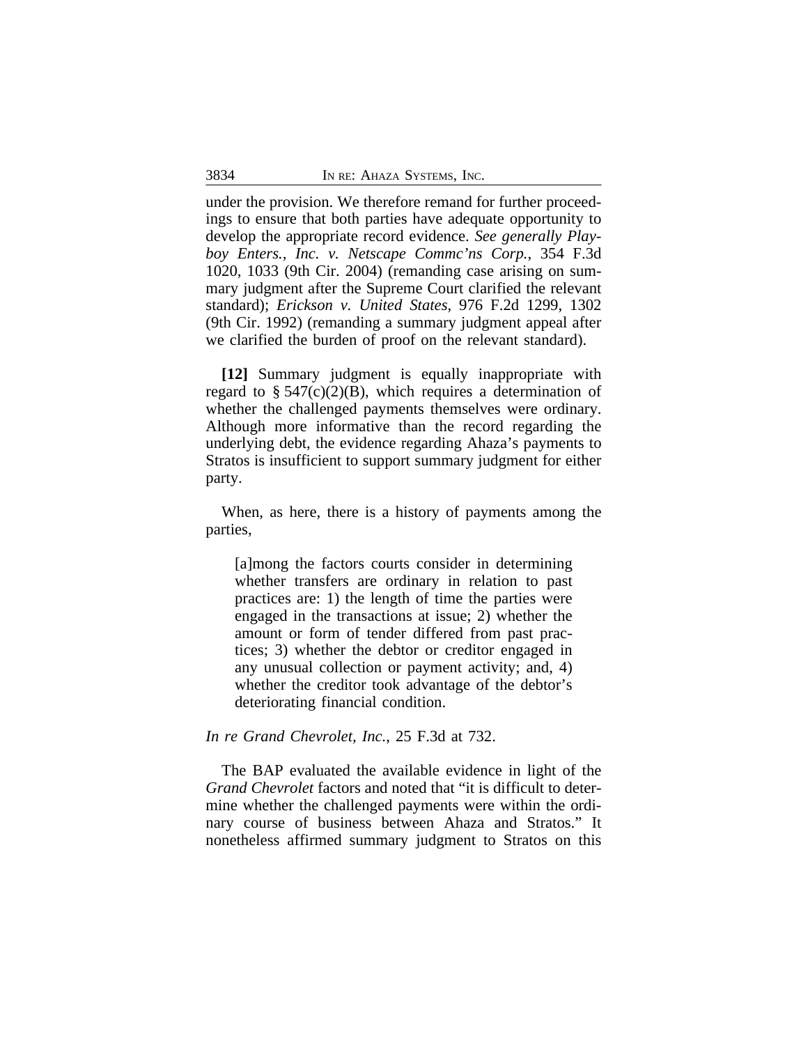under the provision. We therefore remand for further proceedings to ensure that both parties have adequate opportunity to develop the appropriate record evidence. *See generally Playboy Enters., Inc. v. Netscape Commc'ns Corp.*, 354 F.3d 1020, 1033 (9th Cir. 2004) (remanding case arising on summary judgment after the Supreme Court clarified the relevant standard); *Erickson v. United States*, 976 F.2d 1299, 1302 (9th Cir. 1992) (remanding a summary judgment appeal after we clarified the burden of proof on the relevant standard).

**[12]** Summary judgment is equally inappropriate with regard to § 547(c)(2)(B), which requires a determination of whether the challenged payments themselves were ordinary. Although more informative than the record regarding the underlying debt, the evidence regarding Ahaza's payments to Stratos is insufficient to support summary judgment for either party.

When, as here, there is a history of payments among the parties,

> [a]mong the factors courts consider in determining whether transfers are ordinary in relation to past practices are: 1) the length of time the parties were engaged in the transactions at issue; 2) whether the amount or form of tender differed from past practices; 3) whether the debtor or creditor engaged in any unusual collection or payment activity; and, 4) whether the creditor took advantage of the debtor's deteriorating financial condition.

*In re Grand Chevrolet, Inc.*, 25 F.3d at 732.

The BAP evaluated the available evidence in light of the *Grand Chevrolet* factors and noted that "it is difficult to determine whether the challenged payments were within the ordinary course of business between Ahaza and Stratos." It nonetheless affirmed summary judgment to Stratos on this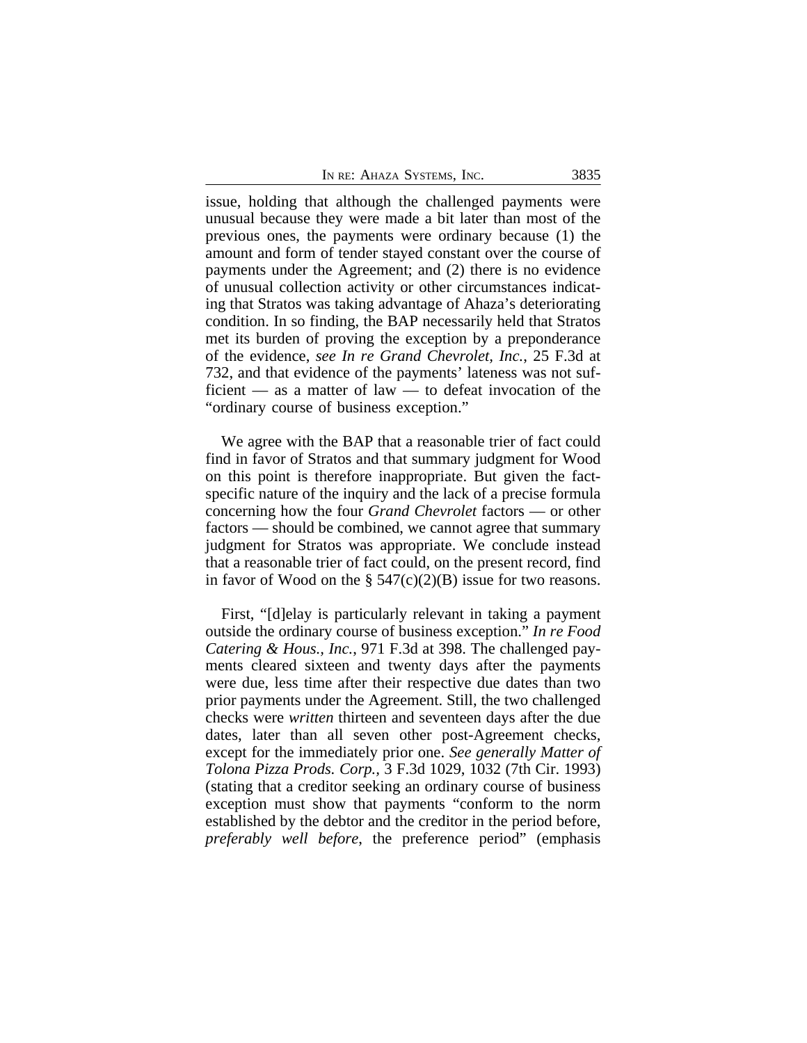issue, holding that although the challenged payments were unusual because they were made a bit later than most of the previous ones, the payments were ordinary because (1) the amount and form of tender stayed constant over the course of payments under the Agreement; and (2) there is no evidence of unusual collection activity or other circumstances indicating that Stratos was taking advantage of Ahaza's deteriorating condition. In so finding, the BAP necessarily held that Stratos met its burden of proving the exception by a preponderance of the evidence, *see In re Grand Chevrolet, Inc.*, 25 F.3d at 732, and that evidence of the payments' lateness was not sufficient — as a matter of law — to defeat invocation of the "ordinary course of business exception."

We agree with the BAP that a reasonable trier of fact could find in favor of Stratos and that summary judgment for Wood on this point is therefore inappropriate. But given the fact-specific nature of the inquiry and the lack of a precise formula concerning how the four *Grand Chevrolet* factors — or other factors — should be combined, we cannot agree that summary judgment for Stratos was appropriate. We conclude instead that a reasonable trier of fact could, on the present record, find in favor of Wood on the § 547(c)(2)(B) issue for two reasons.

First, "[d]elay is particularly relevant in taking a payment outside the ordinary course of business exception." *In re Food Catering & Hous., Inc.*, 971 F.3d at 398. The challenged payments cleared sixteen and twenty days after the payments were due, less time after their respective due dates than two prior payments under the Agreement. Still, the two challenged checks were *written* thirteen and seventeen days after the due dates, later than all seven other post-Agreement checks, except for the immediately prior one. *See generally Matter of Tolona Pizza Prods. Corp.*, 3 F.3d 1029, 1032 (7th Cir. 1993) (stating that a creditor seeking an ordinary course of business exception must show that payments "conform to the norm established by the debtor and the creditor in the period before, *preferably well before*, the preference period" (emphasis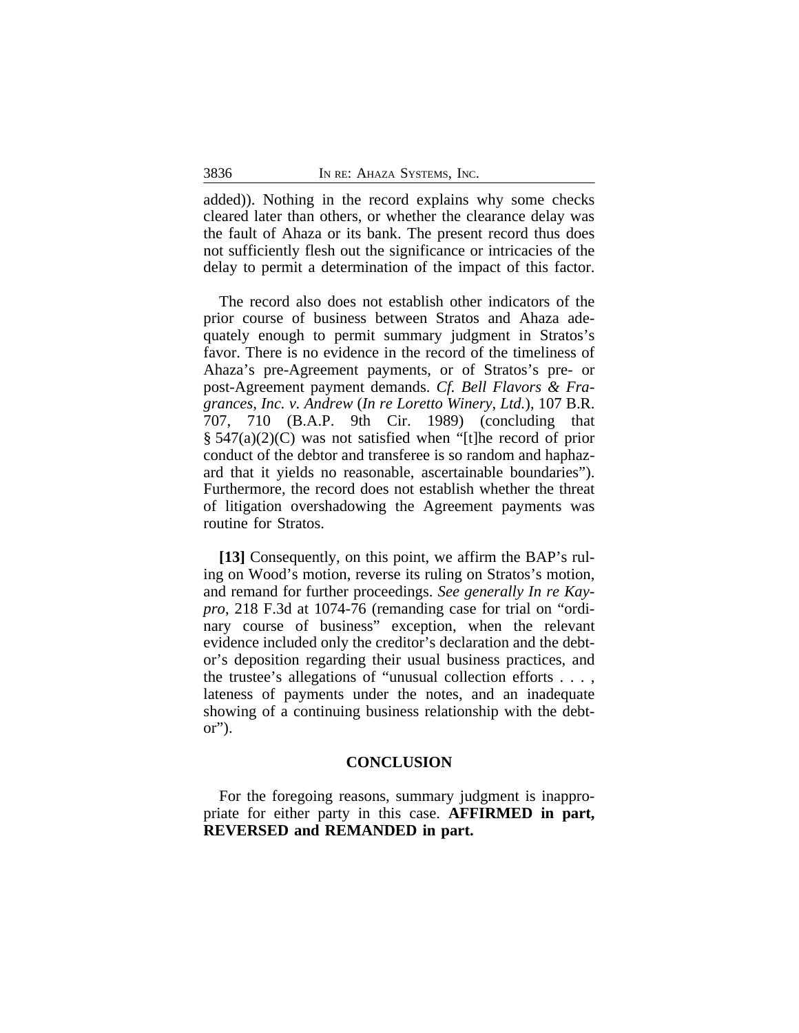added)). Nothing in the record explains why some checks cleared later than others, or whether the clearance delay was the fault of Ahaza or its bank. The present record thus does not sufficiently flesh out the significance or intricacies of the delay to permit a determination of the impact of this factor.

The record also does not establish other indicators of the prior course of business between Stratos and Ahaza adequately enough to permit summary judgment in Stratos's favor. There is no evidence in the record of the timeliness of Ahaza's pre-Agreement payments, or of Stratos's pre- or post-Agreement payment demands. *Cf. Bell Flavors & Fragrances, Inc. v. Andrew* (*In re Loretto Winery, Ltd.*), 107 B.R. 707, 710 (B.A.P. 9th Cir. 1989) (concluding that § 547(a)(2)(C) was not satisfied when "[t]he record of prior conduct of the debtor and transferee is so random and haphazard that it yields no reasonable, ascertainable boundaries"). Furthermore, the record does not establish whether the threat of litigation overshadowing the Agreement payments was routine for Stratos.

**[13]** Consequently, on this point, we affirm the BAP's ruling on Wood's motion, reverse its ruling on Stratos's motion, and remand for further proceedings. *See generally In re Kaypro*, 218 F.3d at 1074-76 (remanding case for trial on "ordinary course of business" exception, when the relevant evidence included only the creditor's declaration and the debtor's deposition regarding their usual business practices, and the trustee's allegations of "unusual collection efforts . . . , lateness of payments under the notes, and an inadequate showing of a continuing business relationship with the debtor").

## CONCLUSION

For the foregoing reasons, summary judgment is inappropriate for either party in this case. **AFFIRMED in part, REVERSED and REMANDED in part.**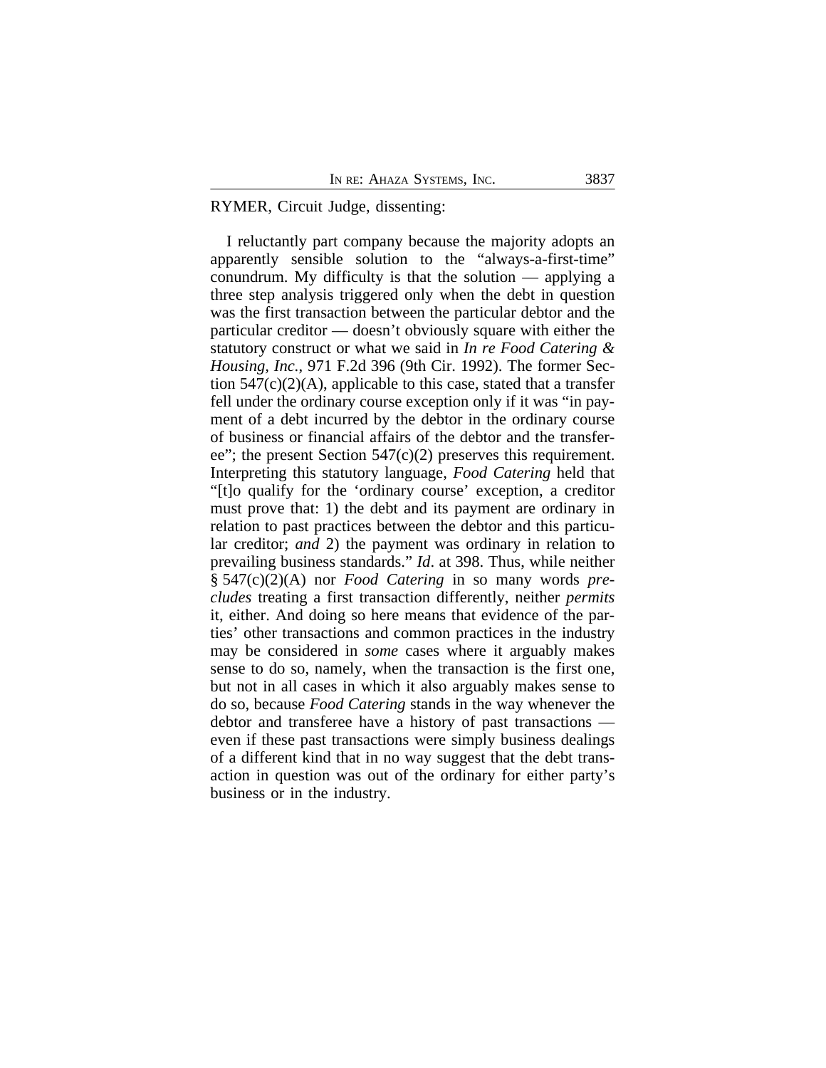RYMER, Circuit Judge, dissenting:

I reluctantly part company because the majority adopts an apparently sensible solution to the "always-a-first-time" conundrum. My difficulty is that the solution — applying a three step analysis triggered only when the debt in question was the first transaction between the particular debtor and the particular creditor — doesn't obviously square with either the statutory construct or what we said in *In re Food Catering & Housing, Inc.*, 971 F.2d 396 (9th Cir. 1992). The former Section 547(c)(2)(A), applicable to this case, stated that a transfer fell under the ordinary course exception only if it was "in payment of a debt incurred by the debtor in the ordinary course of business or financial affairs of the debtor and the transferee"; the present Section 547(c)(2) preserves this requirement. Interpreting this statutory language, *Food Catering* held that "[t]o qualify for the 'ordinary course' exception, a creditor must prove that: 1) the debt and its payment are ordinary in relation to past practices between the debtor and this particular creditor; *and* 2) the payment was ordinary in relation to prevailing business standards." *Id*. at 398. Thus, while neither § 547(c)(2)(A) nor *Food Catering* in so many words *precludes* treating a first transaction differently, neither *permits* it, either. And doing so here means that evidence of the parties' other transactions and common practices in the industry may be considered in *some* cases where it arguably makes sense to do so, namely, when the transaction is the first one, but not in all cases in which it also arguably makes sense to do so, because *Food Catering* stands in the way whenever the debtor and transferee have a history of past transactions — even if these past transactions were simply business dealings of a different kind that in no way suggest that the debt transaction in question was out of the ordinary for either party's business or in the industry.